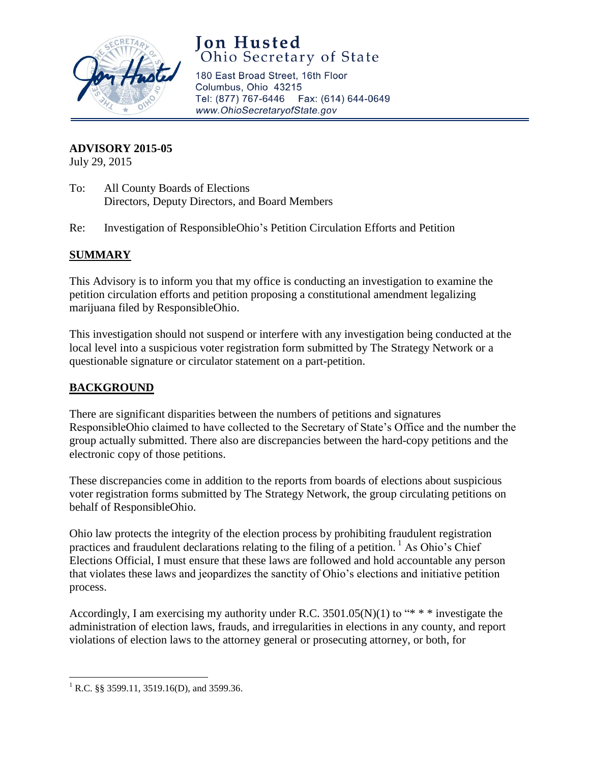# Jon Husted
Ohio Secretary of State

180 East Broad Street, 16th Floor
Columbus, Ohio 43215
Tel: (877) 767-6446 Fax: (614) 644-0649
*www.OhioSecretaryofState.gov*

**ADVISORY 2015-05**
July 29, 2015

To: All County Boards of Elections
Directors, Deputy Directors, and Board Members

Re: Investigation of ResponsibleOhio's Petition Circulation Efforts and Petition

## SUMMARY

This Advisory is to inform you that my office is conducting an investigation to examine the petition circulation efforts and petition proposing a constitutional amendment legalizing marijuana filed by ResponsibleOhio.

This investigation should not suspend or interfere with any investigation being conducted at the local level into a suspicious voter registration form submitted by The Strategy Network or a questionable signature or circulator statement on a part-petition.

## BACKGROUND

There are significant disparities between the numbers of petitions and signatures ResponsibleOhio claimed to have collected to the Secretary of State's Office and the number the group actually submitted. There also are discrepancies between the hard-copy petitions and the electronic copy of those petitions.

These discrepancies come in addition to the reports from boards of elections about suspicious voter registration forms submitted by The Strategy Network, the group circulating petitions on behalf of ResponsibleOhio.

Ohio law protects the integrity of the election process by prohibiting fraudulent registration practices and fraudulent declarations relating to the filing of a petition. [1] As Ohio's Chief Elections Official, I must ensure that these laws are followed and hold accountable any person that violates these laws and jeopardizes the sanctity of Ohio's elections and initiative petition process.

Accordingly, I am exercising my authority under R.C. 3501.05(N)(1) to "* * * investigate the administration of election laws, frauds, and irregularities in elections in any county, and report violations of election laws to the attorney general or prosecuting attorney, or both, for

[1] R.C. §§ 3599.11, 3519.16(D), and 3599.36.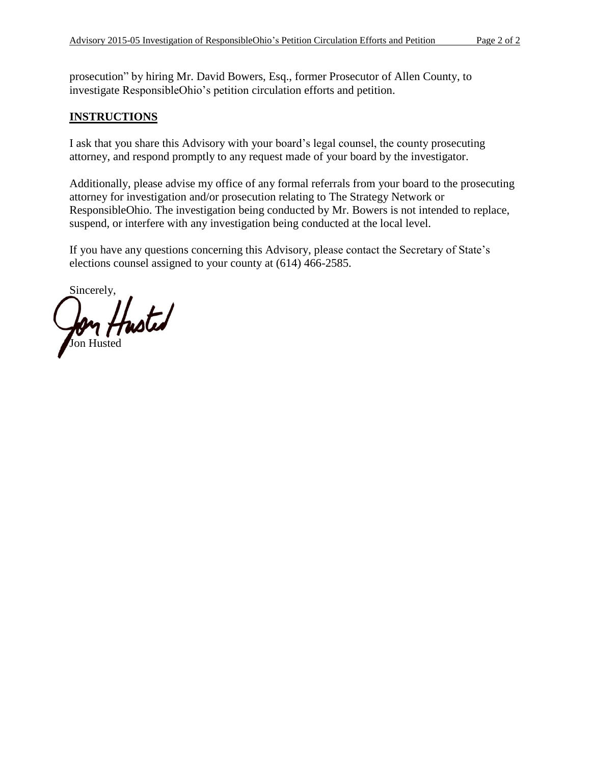prosecution" by hiring Mr. David Bowers, Esq., former Prosecutor of Allen County, to investigate ResponsibleOhio's petition circulation efforts and petition.

## INSTRUCTIONS

I ask that you share this Advisory with your board's legal counsel, the county prosecuting attorney, and respond promptly to any request made of your board by the investigator.

Additionally, please advise my office of any formal referrals from your board to the prosecuting attorney for investigation and/or prosecution relating to The Strategy Network or ResponsibleOhio. The investigation being conducted by Mr. Bowers is not intended to replace, suspend, or interfere with any investigation being conducted at the local level.

If you have any questions concerning this Advisory, please contact the Secretary of State's elections counsel assigned to your county at (614) 466-2585.

Sincerely,

Jon Husted